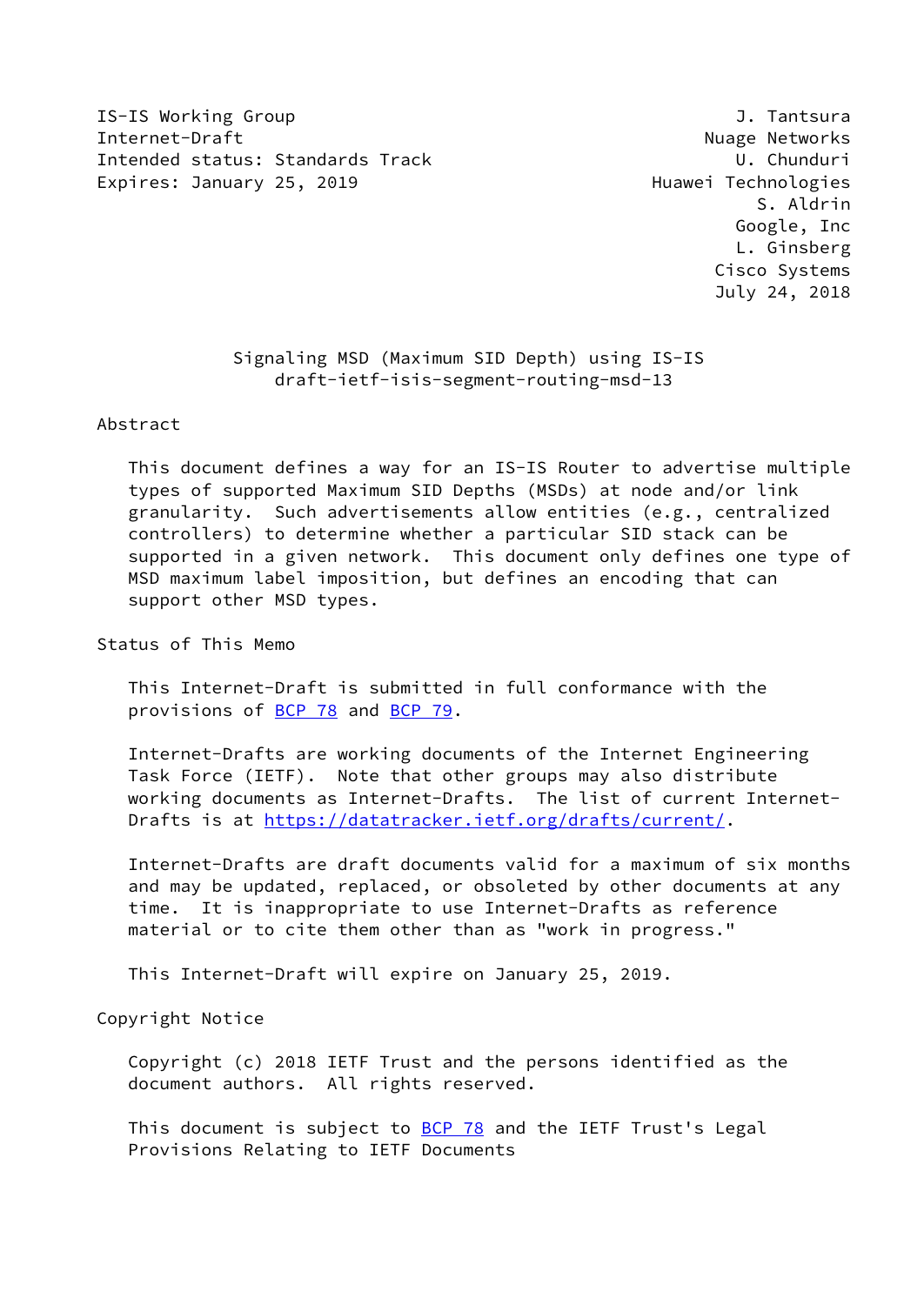IS-IS Working Group — J. Tantsura, Nuage Networks
Internet-Draft — U. Chunduri, Huawei Technologies
Intended status: Standards Track — S. Aldrin, Google, Inc
Expires: January 25, 2019 — L. Ginsberg, Cisco Systems

July 24, 2018

# Signaling MSD (Maximum SID Depth) using IS-IS
## draft-ietf-isis-segment-routing-msd-13

## Abstract

This document defines a way for an IS-IS Router to advertise multiple types of supported Maximum SID Depths (MSDs) at node and/or link granularity. Such advertisements allow entities (e.g., centralized controllers) to determine whether a particular SID stack can be supported in a given network. This document only defines one type of MSD maximum label imposition, but defines an encoding that can support other MSD types.

## Status of This Memo

This Internet-Draft is submitted in full conformance with the provisions of BCP 78 and BCP 79.

Internet-Drafts are working documents of the Internet Engineering Task Force (IETF). Note that other groups may also distribute working documents as Internet-Drafts. The list of current Internet-Drafts is at https://datatracker.ietf.org/drafts/current/.

Internet-Drafts are draft documents valid for a maximum of six months and may be updated, replaced, or obsoleted by other documents at any time. It is inappropriate to use Internet-Drafts as reference material or to cite them other than as "work in progress."

This Internet-Draft will expire on January 25, 2019.

## Copyright Notice

Copyright (c) 2018 IETF Trust and the persons identified as the document authors. All rights reserved.

This document is subject to BCP 78 and the IETF Trust's Legal Provisions Relating to IETF Documents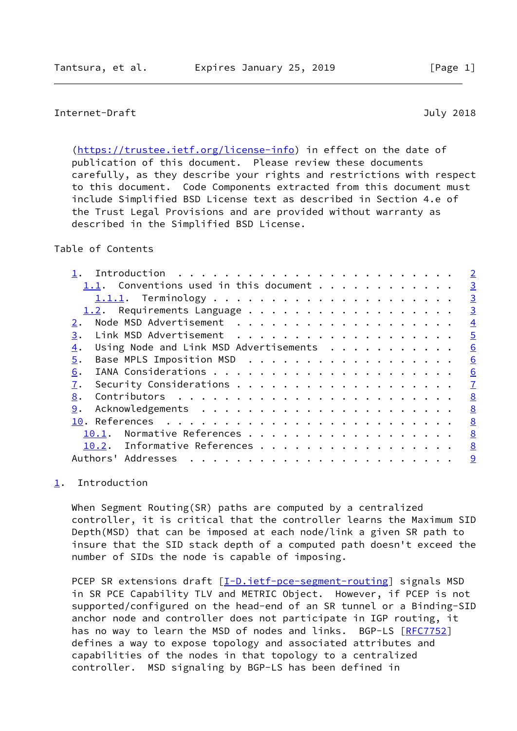(https://trustee.ietf.org/license-info) in effect on the date of publication of this document. Please review these documents carefully, as they describe your rights and restrictions with respect to this document. Code Components extracted from this document must include Simplified BSD License text as described in Section 4.e of the Trust Legal Provisions and are provided without warranty as described in the Simplified BSD License.

Table of Contents

- 1. Introduction . . . . . . . . . . . . . . . . . . . . . . . . 2
  - 1.1. Conventions used in this document . . . . . . . . . . . . 3
    - 1.1.1. Terminology . . . . . . . . . . . . . . . . . . . . . 3
  - 1.2. Requirements Language . . . . . . . . . . . . . . . . . . 3
- 2. Node MSD Advertisement . . . . . . . . . . . . . . . . . . . 4
- 3. Link MSD Advertisement . . . . . . . . . . . . . . . . . . . 5
- 4. Using Node and Link MSD Advertisements . . . . . . . . . . . 6
- 5. Base MPLS Imposition MSD . . . . . . . . . . . . . . . . . . 6
- 6. IANA Considerations . . . . . . . . . . . . . . . . . . . . . 6
- 7. Security Considerations . . . . . . . . . . . . . . . . . . . 7
- 8. Contributors . . . . . . . . . . . . . . . . . . . . . . . . 8
- 9. Acknowledgements . . . . . . . . . . . . . . . . . . . . . . 8
- 10. References . . . . . . . . . . . . . . . . . . . . . . . . . 8
  - 10.1. Normative References . . . . . . . . . . . . . . . . . . 8
  - 10.2. Informative References . . . . . . . . . . . . . . . . . 8
- Authors' Addresses . . . . . . . . . . . . . . . . . . . . . . . 9

## 1. Introduction

When Segment Routing(SR) paths are computed by a centralized controller, it is critical that the controller learns the Maximum SID Depth(MSD) that can be imposed at each node/link a given SR path to insure that the SID stack depth of a computed path doesn't exceed the number of SIDs the node is capable of imposing.

PCEP SR extensions draft [I-D.ietf-pce-segment-routing] signals MSD in SR PCE Capability TLV and METRIC Object. However, if PCEP is not supported/configured on the head-end of an SR tunnel or a Binding-SID anchor node and controller does not participate in IGP routing, it has no way to learn the MSD of nodes and links. BGP-LS [RFC7752] defines a way to expose topology and associated attributes and capabilities of the nodes in that topology to a centralized controller. MSD signaling by BGP-LS has been defined in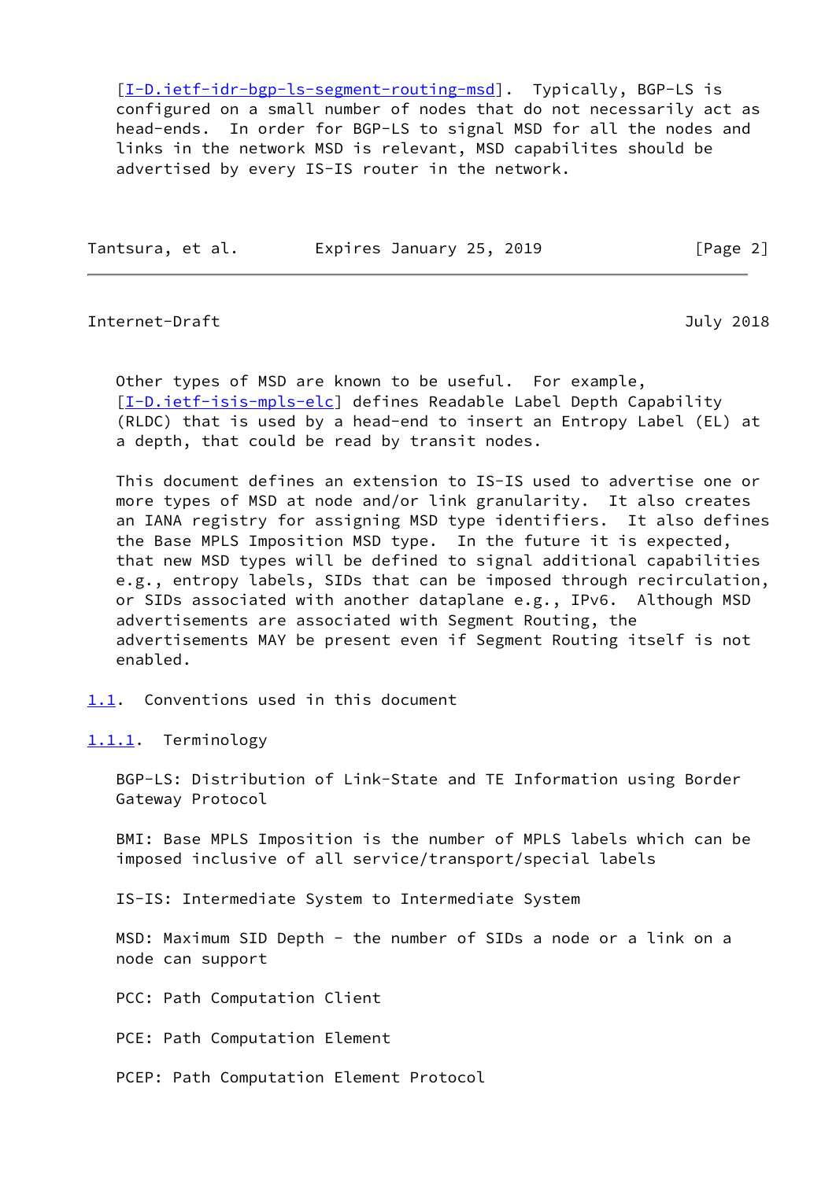[I-D.ietf-idr-bgp-ls-segment-routing-msd]. Typically, BGP-LS is configured on a small number of nodes that do not necessarily act as head-ends. In order for BGP-LS to signal MSD for all the nodes and links in the network MSD is relevant, MSD capabilites should be advertised by every IS-IS router in the network.

Other types of MSD are known to be useful. For example, [I-D.ietf-isis-mpls-elc] defines Readable Label Depth Capability (RLDC) that is used by a head-end to insert an Entropy Label (EL) at a depth, that could be read by transit nodes.

This document defines an extension to IS-IS used to advertise one or more types of MSD at node and/or link granularity. It also creates an IANA registry for assigning MSD type identifiers. It also defines the Base MPLS Imposition MSD type. In the future it is expected, that new MSD types will be defined to signal additional capabilities e.g., entropy labels, SIDs that can be imposed through recirculation, or SIDs associated with another dataplane e.g., IPv6. Although MSD advertisements are associated with Segment Routing, the advertisements MAY be present even if Segment Routing itself is not enabled.

## 1.1. Conventions used in this document

### 1.1.1. Terminology

BGP-LS: Distribution of Link-State and TE Information using Border Gateway Protocol

BMI: Base MPLS Imposition is the number of MPLS labels which can be imposed inclusive of all service/transport/special labels

IS-IS: Intermediate System to Intermediate System

MSD: Maximum SID Depth - the number of SIDs a node or a link on a node can support

PCC: Path Computation Client

PCE: Path Computation Element

PCEP: Path Computation Element Protocol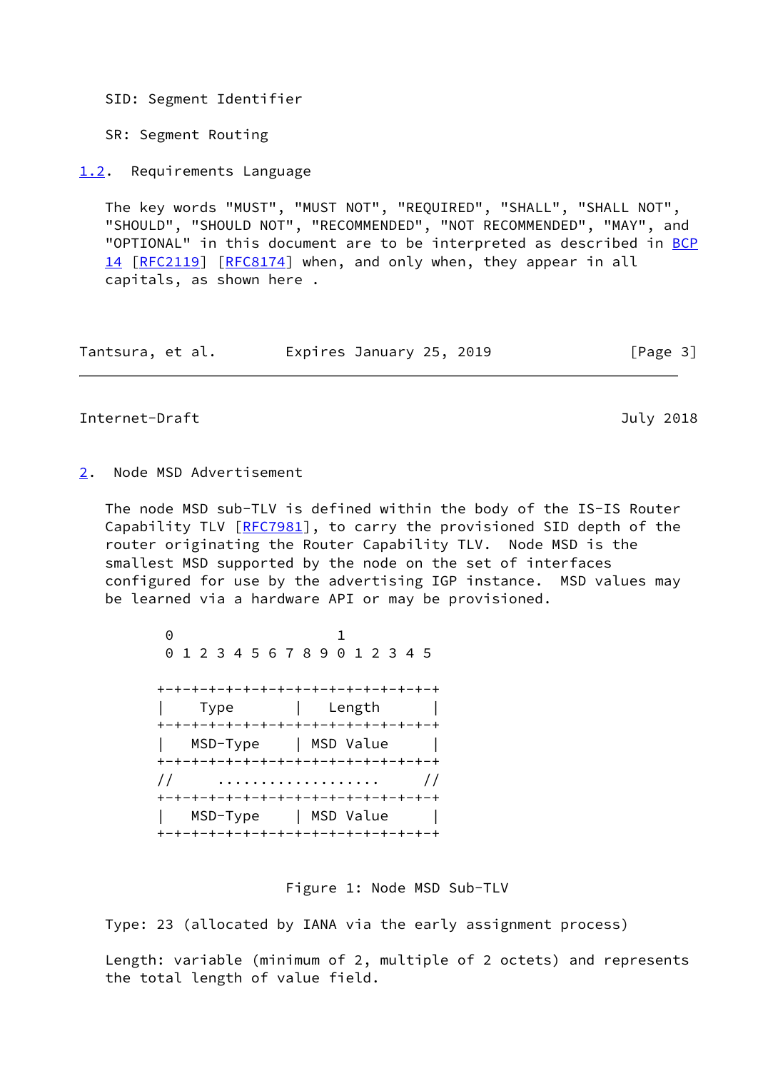SID: Segment Identifier

SR: Segment Routing

## 1.2. Requirements Language

The key words "MUST", "MUST NOT", "REQUIRED", "SHALL", "SHALL NOT", "SHOULD", "SHOULD NOT", "RECOMMENDED", "NOT RECOMMENDED", "MAY", and "OPTIONAL" in this document are to be interpreted as described in BCP 14 [RFC2119] [RFC8174] when, and only when, they appear in all capitals, as shown here .

# 2. Node MSD Advertisement

The node MSD sub-TLV is defined within the body of the IS-IS Router Capability TLV [RFC7981], to carry the provisioned SID depth of the router originating the Router Capability TLV. Node MSD is the smallest MSD supported by the node on the set of interfaces configured for use by the advertising IGP instance. MSD values may be learned via a hardware API or may be provisioned.

```
 0                   1
 0 1 2 3 4 5 6 7 8 9 0 1 2 3 4 5

+-+-+-+-+-+-+-+-+-+-+-+-+-+-+-+-+
|    Type       |   Length      |
+-+-+-+-+-+-+-+-+-+-+-+-+-+-+-+-+
|   MSD-Type    | MSD Value     |
+-+-+-+-+-+-+-+-+-+-+-+-+-+-+-+-+
//     ...................     //
+-+-+-+-+-+-+-+-+-+-+-+-+-+-+-+-+
|   MSD-Type    | MSD Value     |
+-+-+-+-+-+-+-+-+-+-+-+-+-+-+-+-+
```

Figure 1: Node MSD Sub-TLV

Type: 23 (allocated by IANA via the early assignment process)

Length: variable (minimum of 2, multiple of 2 octets) and represents the total length of value field.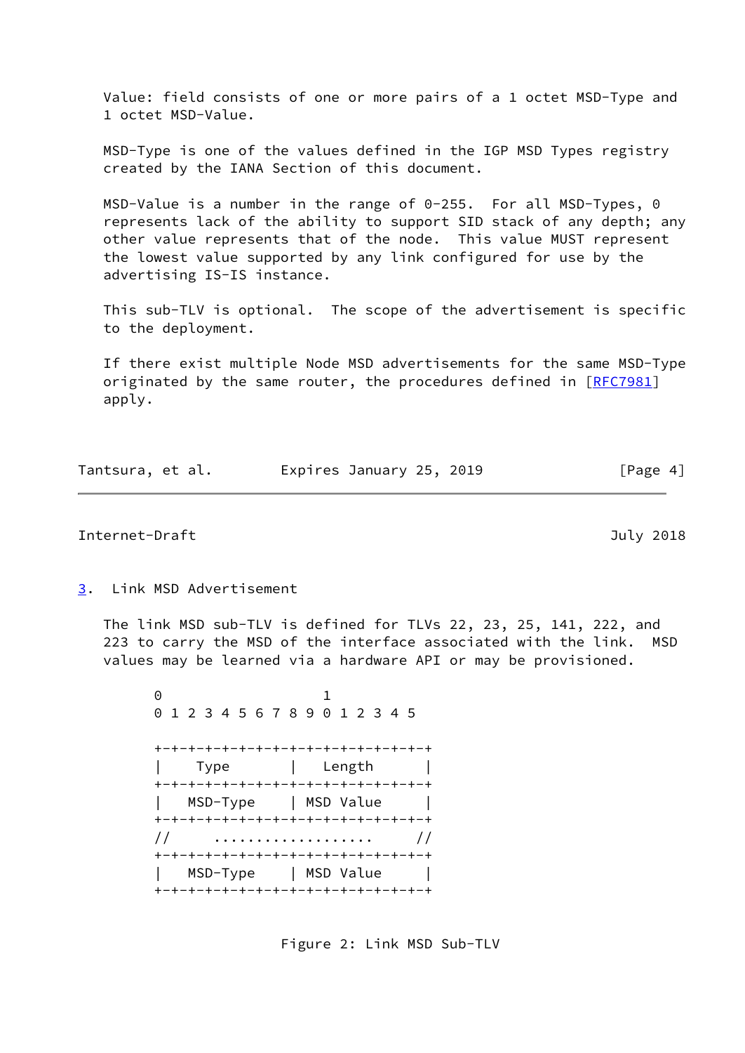Value: field consists of one or more pairs of a 1 octet MSD-Type and 1 octet MSD-Value.

MSD-Type is one of the values defined in the IGP MSD Types registry created by the IANA Section of this document.

MSD-Value is a number in the range of 0-255. For all MSD-Types, 0 represents lack of the ability to support SID stack of any depth; any other value represents that of the node. This value MUST represent the lowest value supported by any link configured for use by the advertising IS-IS instance.

This sub-TLV is optional. The scope of the advertisement is specific to the deployment.

If there exist multiple Node MSD advertisements for the same MSD-Type originated by the same router, the procedures defined in [RFC7981] apply.

## 3. Link MSD Advertisement

The link MSD sub-TLV is defined for TLVs 22, 23, 25, 141, 222, and 223 to carry the MSD of the interface associated with the link. MSD values may be learned via a hardware API or may be provisioned.

```
 0                   1
 0 1 2 3 4 5 6 7 8 9 0 1 2 3 4 5

+-+-+-+-+-+-+-+-+-+-+-+-+-+-+-+-+
|    Type       |   Length      |
+-+-+-+-+-+-+-+-+-+-+-+-+-+-+-+-+
|   MSD-Type    | MSD Value     |
+-+-+-+-+-+-+-+-+-+-+-+-+-+-+-+-+
//      ...................     //
+-+-+-+-+-+-+-+-+-+-+-+-+-+-+-+-+
|   MSD-Type    | MSD Value     |
+-+-+-+-+-+-+-+-+-+-+-+-+-+-+-+-+
```

Figure 2: Link MSD Sub-TLV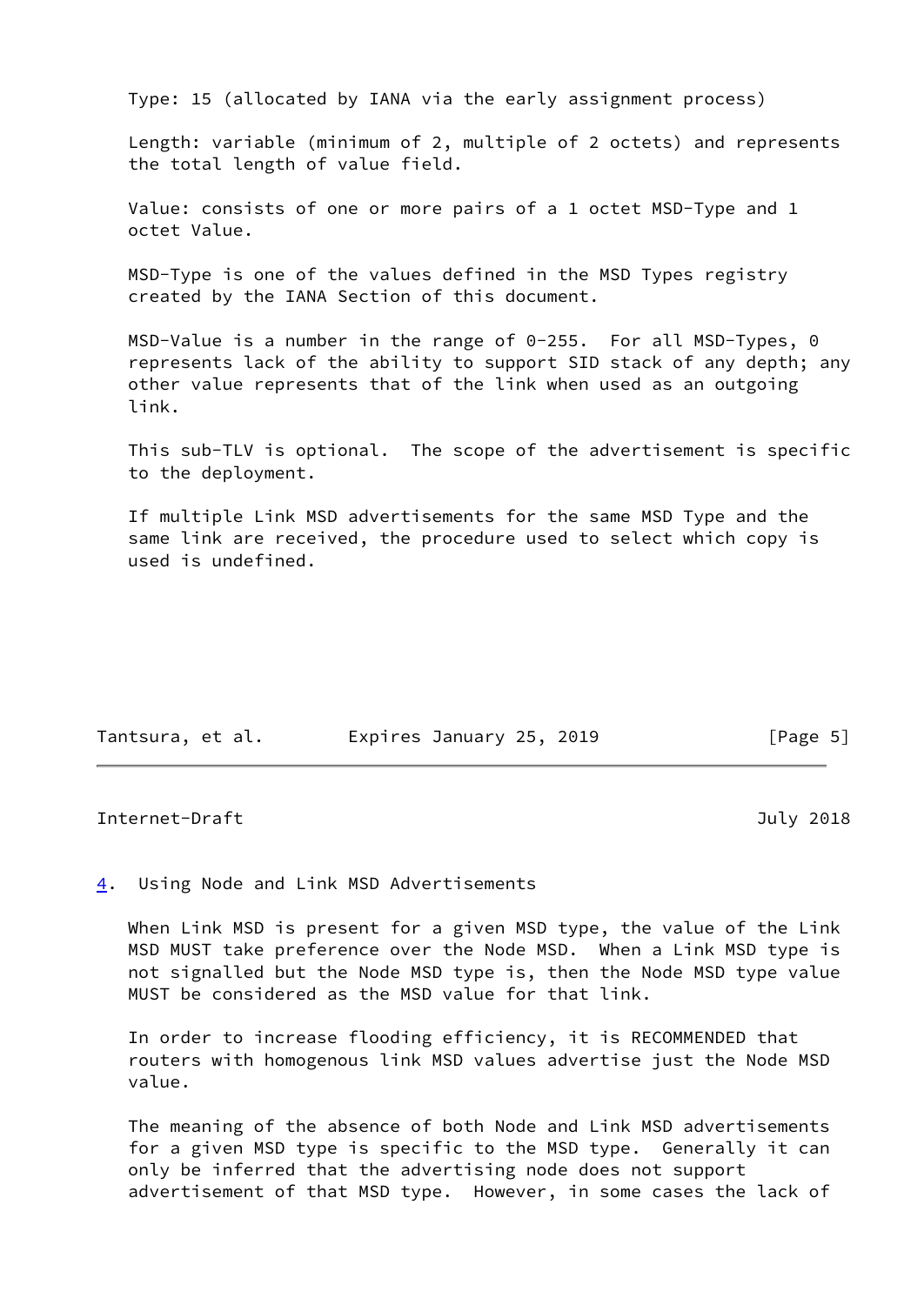Type: 15 (allocated by IANA via the early assignment process)

Length: variable (minimum of 2, multiple of 2 octets) and represents the total length of value field.

Value: consists of one or more pairs of a 1 octet MSD-Type and 1 octet Value.

MSD-Type is one of the values defined in the MSD Types registry created by the IANA Section of this document.

MSD-Value is a number in the range of 0-255. For all MSD-Types, 0 represents lack of the ability to support SID stack of any depth; any other value represents that of the link when used as an outgoing link.

This sub-TLV is optional. The scope of the advertisement is specific to the deployment.

If multiple Link MSD advertisements for the same MSD Type and the same link are received, the procedure used to select which copy is used is undefined.

## 4. Using Node and Link MSD Advertisements

When Link MSD is present for a given MSD type, the value of the Link MSD MUST take preference over the Node MSD. When a Link MSD type is not signalled but the Node MSD type is, then the Node MSD type value MUST be considered as the MSD value for that link.

In order to increase flooding efficiency, it is RECOMMENDED that routers with homogenous link MSD values advertise just the Node MSD value.

The meaning of the absence of both Node and Link MSD advertisements for a given MSD type is specific to the MSD type. Generally it can only be inferred that the advertising node does not support advertisement of that MSD type. However, in some cases the lack of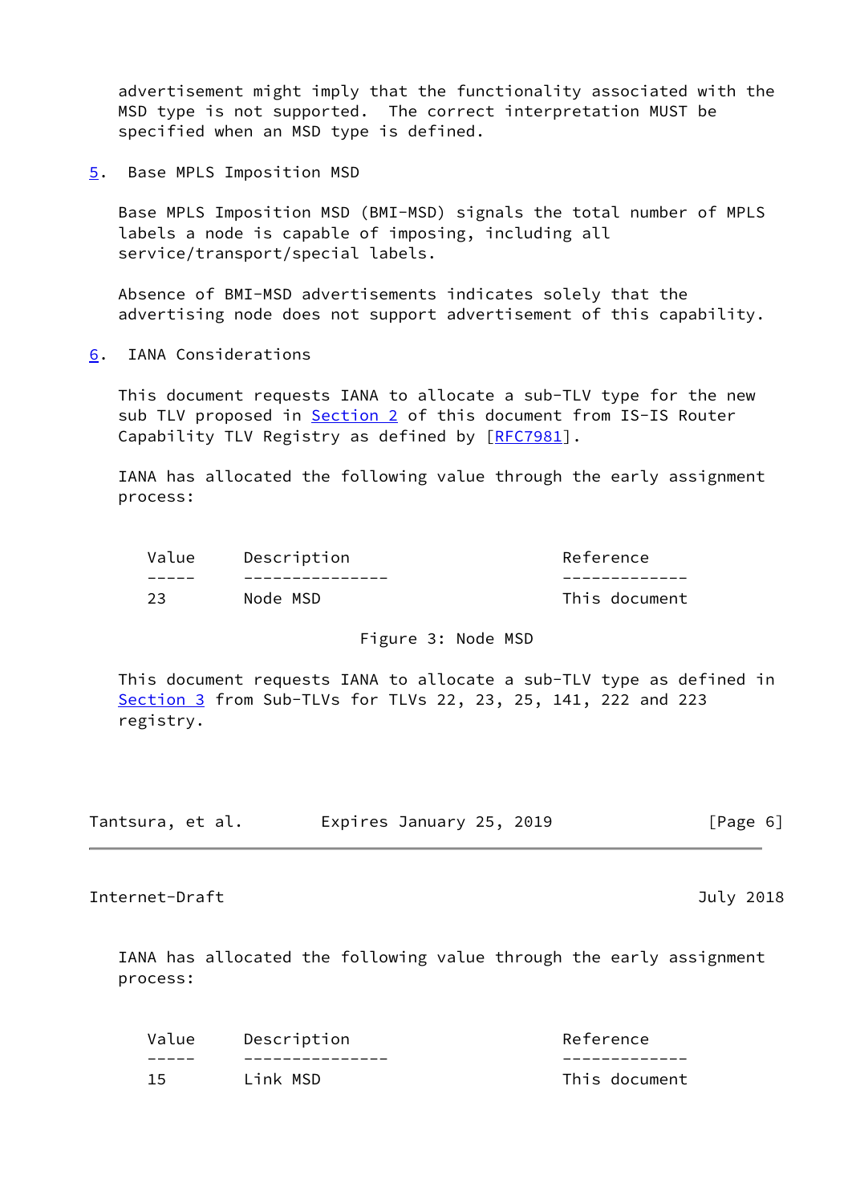advertisement might imply that the functionality associated with the MSD type is not supported. The correct interpretation MUST be specified when an MSD type is defined.

## 5. Base MPLS Imposition MSD

Base MPLS Imposition MSD (BMI-MSD) signals the total number of MPLS labels a node is capable of imposing, including all service/transport/special labels.

Absence of BMI-MSD advertisements indicates solely that the advertising node does not support advertisement of this capability.

## 6. IANA Considerations

This document requests IANA to allocate a sub-TLV type for the new sub TLV proposed in Section 2 of this document from IS-IS Router Capability TLV Registry as defined by [RFC7981].

IANA has allocated the following value through the early assignment process:

| Value | Description | Reference |
|---|---|---|
| 23 | Node MSD | This document |

Figure 3: Node MSD

This document requests IANA to allocate a sub-TLV type as defined in Section 3 from Sub-TLVs for TLVs 22, 23, 25, 141, 222 and 223 registry.

IANA has allocated the following value through the early assignment process:

| Value | Description | Reference |
|---|---|---|
| 15 | Link MSD | This document |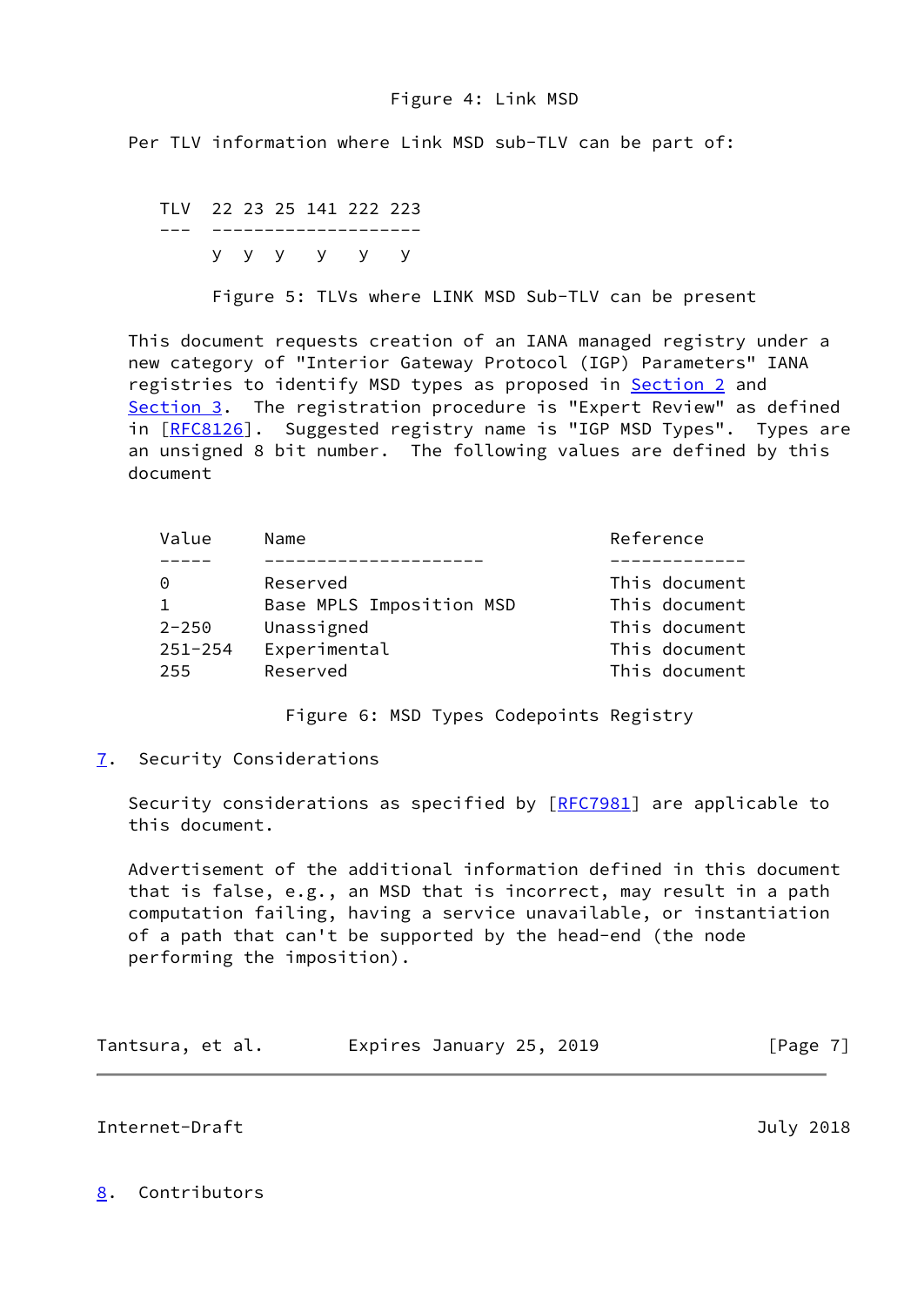Figure 4: Link MSD

Per TLV information where Link MSD sub-TLV can be part of:

| TLV | 22 | 23 | 25 | 141 | 222 | 223 |
| --- | --- | --- | --- | --- | --- | --- |
| | y | y | y | y | y | y |

Figure 5: TLVs where LINK MSD Sub-TLV can be present

This document requests creation of an IANA managed registry under a new category of "Interior Gateway Protocol (IGP) Parameters" IANA registries to identify MSD types as proposed in Section 2 and Section 3. The registration procedure is "Expert Review" as defined in [RFC8126]. Suggested registry name is "IGP MSD Types". Types are an unsigned 8 bit number. The following values are defined by this document

| Value | Name | Reference |
| --- | --- | --- |
| 0 | Reserved | This document |
| 1 | Base MPLS Imposition MSD | This document |
| 2-250 | Unassigned | This document |
| 251-254 | Experimental | This document |
| 255 | Reserved | This document |

Figure 6: MSD Types Codepoints Registry

## 7. Security Considerations

Security considerations as specified by [RFC7981] are applicable to this document.

Advertisement of the additional information defined in this document that is false, e.g., an MSD that is incorrect, may result in a path computation failing, having a service unavailable, or instantiation of a path that can't be supported by the head-end (the node performing the imposition).

## 8. Contributors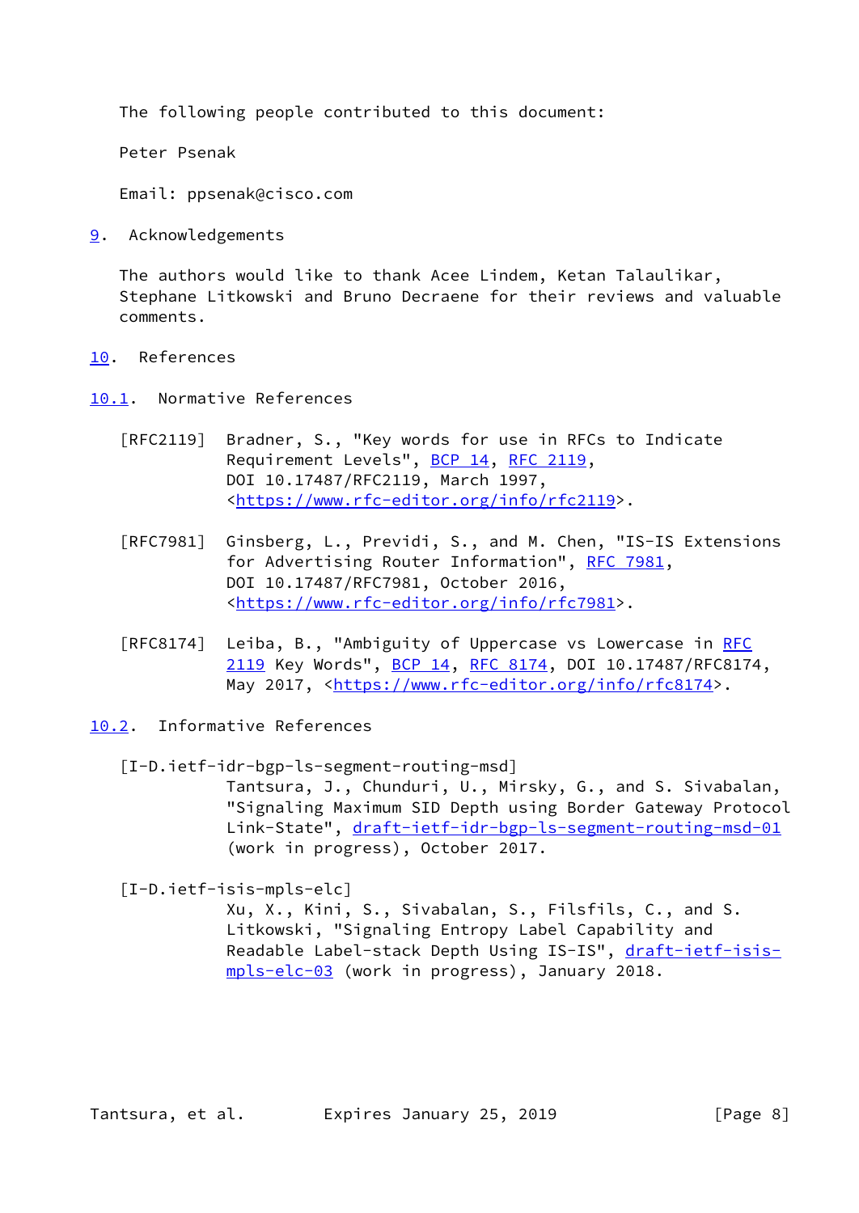The following people contributed to this document:

Peter Psenak

Email: ppsenak@cisco.com

## 9. Acknowledgements

The authors would like to thank Acee Lindem, Ketan Talaulikar, Stephane Litkowski and Bruno Decraene for their reviews and valuable comments.

## 10. References

### 10.1. Normative References

[RFC2119] Bradner, S., "Key words for use in RFCs to Indicate Requirement Levels", BCP 14, RFC 2119, DOI 10.17487/RFC2119, March 1997, <https://www.rfc-editor.org/info/rfc2119>.

[RFC7981] Ginsberg, L., Previdi, S., and M. Chen, "IS-IS Extensions for Advertising Router Information", RFC 7981, DOI 10.17487/RFC7981, October 2016, <https://www.rfc-editor.org/info/rfc7981>.

[RFC8174] Leiba, B., "Ambiguity of Uppercase vs Lowercase in RFC 2119 Key Words", BCP 14, RFC 8174, DOI 10.17487/RFC8174, May 2017, <https://www.rfc-editor.org/info/rfc8174>.

### 10.2. Informative References

[I-D.ietf-idr-bgp-ls-segment-routing-msd] Tantsura, J., Chunduri, U., Mirsky, G., and S. Sivabalan, "Signaling Maximum SID Depth using Border Gateway Protocol Link-State", draft-ietf-idr-bgp-ls-segment-routing-msd-01 (work in progress), October 2017.

[I-D.ietf-isis-mpls-elc] Xu, X., Kini, S., Sivabalan, S., Filsfils, C., and S. Litkowski, "Signaling Entropy Label Capability and Readable Label-stack Depth Using IS-IS", draft-ietf-isis-mpls-elc-03 (work in progress), January 2018.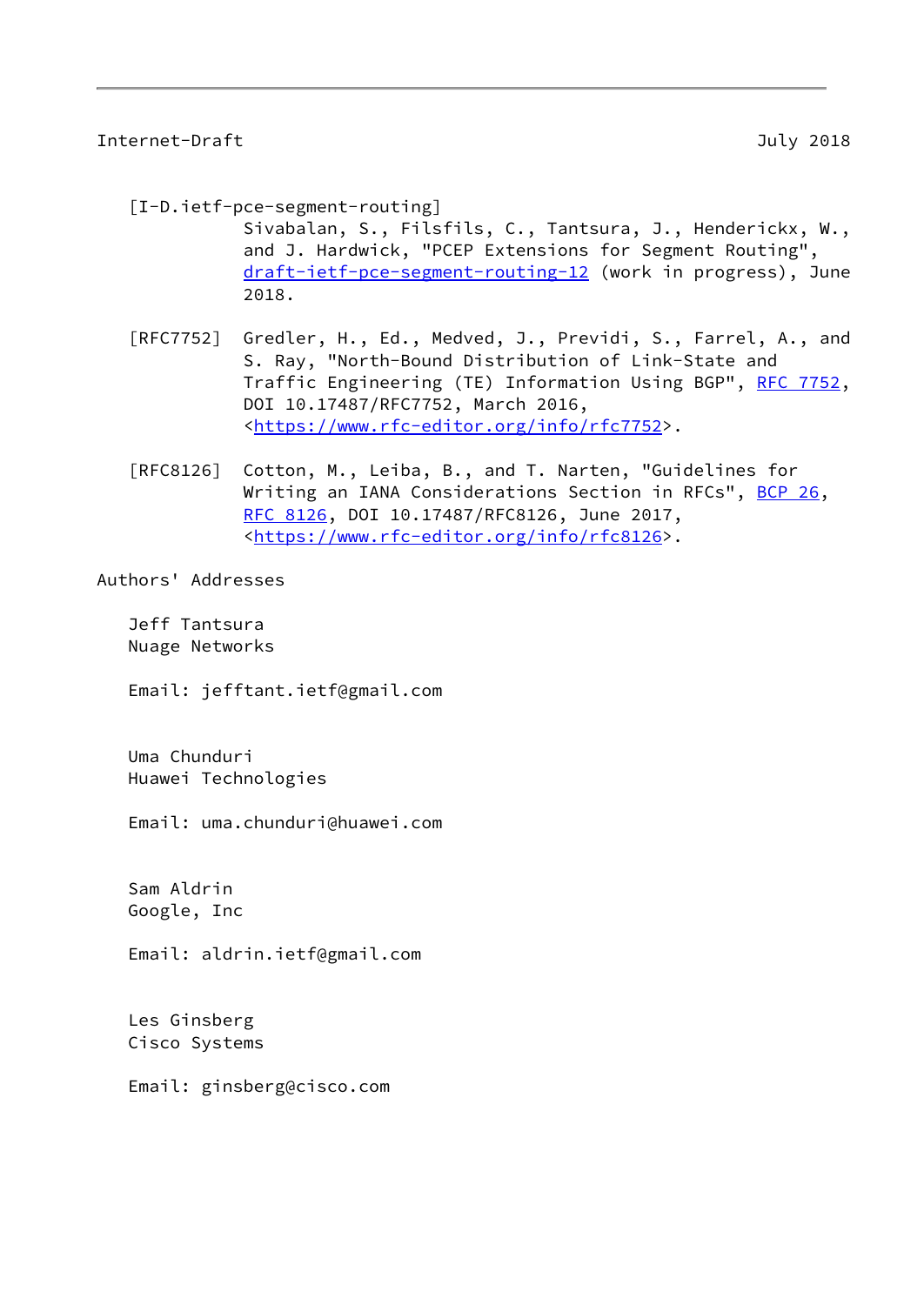[I-D.ietf-pce-segment-routing]
Sivabalan, S., Filsfils, C., Tantsura, J., Henderickx, W., and J. Hardwick, "PCEP Extensions for Segment Routing", draft-ietf-pce-segment-routing-12 (work in progress), June 2018.

[RFC7752] Gredler, H., Ed., Medved, J., Previdi, S., Farrel, A., and S. Ray, "North-Bound Distribution of Link-State and Traffic Engineering (TE) Information Using BGP", RFC 7752, DOI 10.17487/RFC7752, March 2016, <https://www.rfc-editor.org/info/rfc7752>.

[RFC8126] Cotton, M., Leiba, B., and T. Narten, "Guidelines for Writing an IANA Considerations Section in RFCs", BCP 26, RFC 8126, DOI 10.17487/RFC8126, June 2017, <https://www.rfc-editor.org/info/rfc8126>.

## Authors' Addresses

Jeff Tantsura
Nuage Networks

Email: jefftant.ietf@gmail.com

Uma Chunduri
Huawei Technologies

Email: uma.chunduri@huawei.com

Sam Aldrin
Google, Inc

Email: aldrin.ietf@gmail.com

Les Ginsberg
Cisco Systems

Email: ginsberg@cisco.com